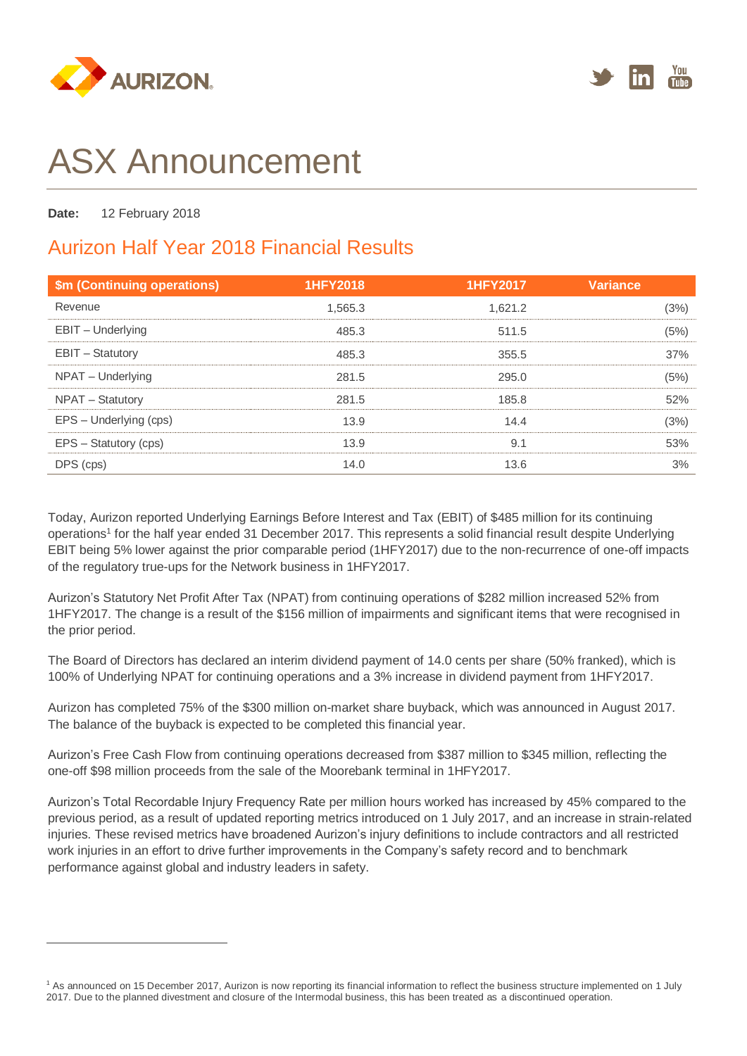# ASX Announcement

**Date:** 12 February 2018

## Aurizon Half Year 2018 Financial Results

| $m (Continuing operations) | 1HFY2018 | 1HFY2017 | Variance |
|---|---|---|---|
| Revenue | 1,565.3 | 1,621.2 | (3%) |
| EBIT – Underlying | 485.3 | 511.5 | (5%) |
| EBIT – Statutory | 485.3 | 355.5 | 37% |
| NPAT – Underlying | 281.5 | 295.0 | (5%) |
| NPAT – Statutory | 281.5 | 185.8 | 52% |
| EPS – Underlying (cps) | 13.9 | 14.4 | (3%) |
| EPS – Statutory (cps) | 13.9 | 9.1 | 53% |
| DPS (cps) | 14.0 | 13.6 | 3% |

Today, Aurizon reported Underlying Earnings Before Interest and Tax (EBIT) of $485 million for its continuing operations[1] for the half year ended 31 December 2017. This represents a solid financial result despite Underlying EBIT being 5% lower against the prior comparable period (1HFY2017) due to the non-recurrence of one-off impacts of the regulatory true-ups for the Network business in 1HFY2017.

Aurizon's Statutory Net Profit After Tax (NPAT) from continuing operations of $282 million increased 52% from 1HFY2017. The change is a result of the $156 million of impairments and significant items that were recognised in the prior period.

The Board of Directors has declared an interim dividend payment of 14.0 cents per share (50% franked), which is 100% of Underlying NPAT for continuing operations and a 3% increase in dividend payment from 1HFY2017.

Aurizon has completed 75% of the $300 million on-market share buyback, which was announced in August 2017. The balance of the buyback is expected to be completed this financial year.

Aurizon's Free Cash Flow from continuing operations decreased from $387 million to $345 million, reflecting the one-off $98 million proceeds from the sale of the Moorebank terminal in 1HFY2017.

Aurizon's Total Recordable Injury Frequency Rate per million hours worked has increased by 45% compared to the previous period, as a result of updated reporting metrics introduced on 1 July 2017, and an increase in strain-related injuries. These revised metrics have broadened Aurizon's injury definitions to include contractors and all restricted work injuries in an effort to drive further improvements in the Company's safety record and to benchmark performance against global and industry leaders in safety.

---

[1] As announced on 15 December 2017, Aurizon is now reporting its financial information to reflect the business structure implemented on 1 July 2017. Due to the planned divestment and closure of the Intermodal business, this has been treated as a discontinued operation.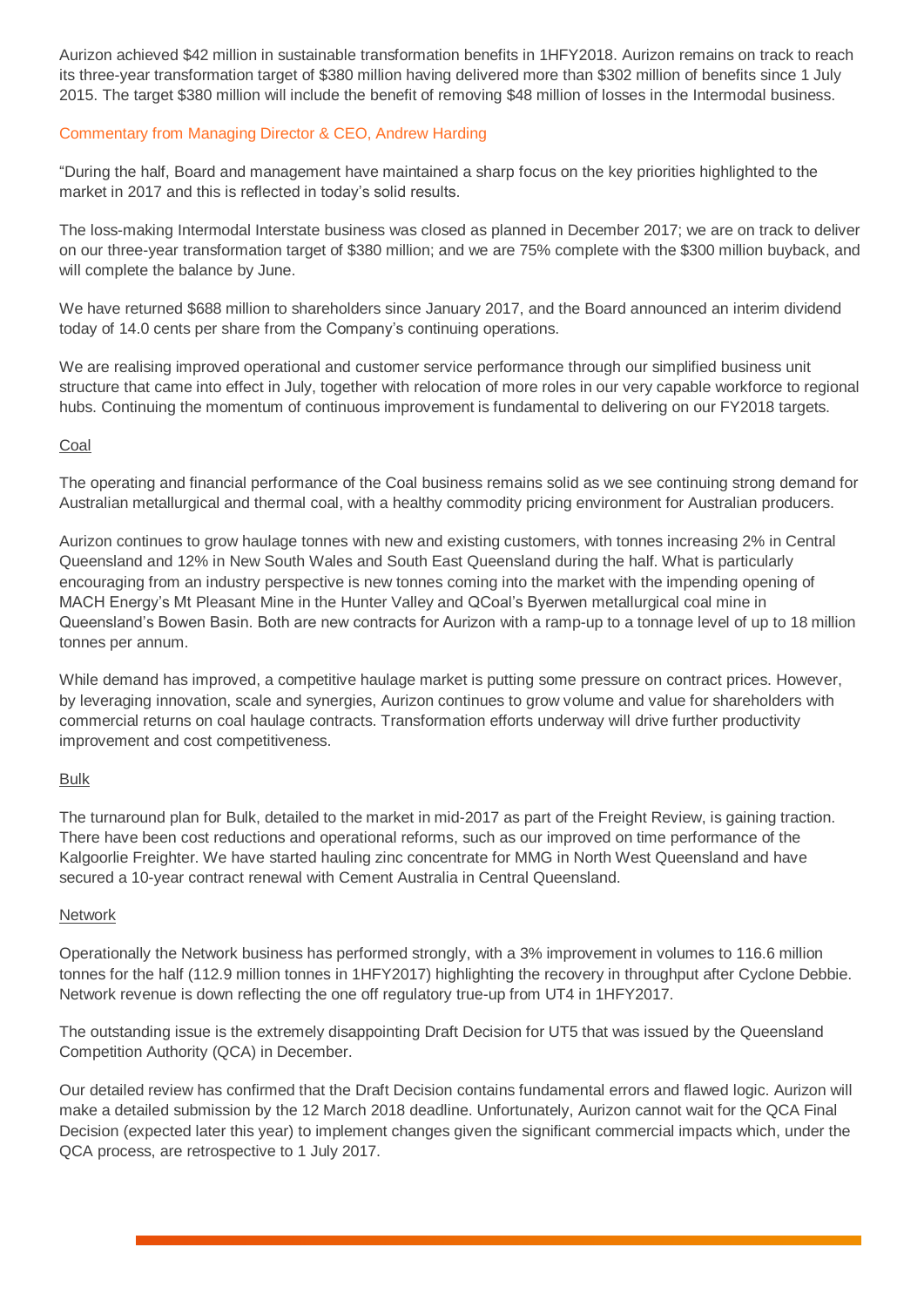Aurizon achieved $42 million in sustainable transformation benefits in 1HFY2018. Aurizon remains on track to reach its three-year transformation target of $380 million having delivered more than $302 million of benefits since 1 July 2015. The target $380 million will include the benefit of removing $48 million of losses in the Intermodal business.

### Commentary from Managing Director & CEO, Andrew Harding

"During the half, Board and management have maintained a sharp focus on the key priorities highlighted to the market in 2017 and this is reflected in today's solid results.

The loss-making Intermodal Interstate business was closed as planned in December 2017; we are on track to deliver on our three-year transformation target of $380 million; and we are 75% complete with the $300 million buyback, and will complete the balance by June.

We have returned $688 million to shareholders since January 2017, and the Board announced an interim dividend today of 14.0 cents per share from the Company's continuing operations.

We are realising improved operational and customer service performance through our simplified business unit structure that came into effect in July, together with relocation of more roles in our very capable workforce to regional hubs. Continuing the momentum of continuous improvement is fundamental to delivering on our FY2018 targets.

#### Coal

The operating and financial performance of the Coal business remains solid as we see continuing strong demand for Australian metallurgical and thermal coal, with a healthy commodity pricing environment for Australian producers.

Aurizon continues to grow haulage tonnes with new and existing customers, with tonnes increasing 2% in Central Queensland and 12% in New South Wales and South East Queensland during the half. What is particularly encouraging from an industry perspective is new tonnes coming into the market with the impending opening of MACH Energy's Mt Pleasant Mine in the Hunter Valley and QCoal's Byerwen metallurgical coal mine in Queensland's Bowen Basin. Both are new contracts for Aurizon with a ramp-up to a tonnage level of up to 18 million tonnes per annum.

While demand has improved, a competitive haulage market is putting some pressure on contract prices. However, by leveraging innovation, scale and synergies, Aurizon continues to grow volume and value for shareholders with commercial returns on coal haulage contracts. Transformation efforts underway will drive further productivity improvement and cost competitiveness.

#### Bulk

The turnaround plan for Bulk, detailed to the market in mid-2017 as part of the Freight Review, is gaining traction. There have been cost reductions and operational reforms, such as our improved on time performance of the Kalgoorlie Freighter. We have started hauling zinc concentrate for MMG in North West Queensland and have secured a 10-year contract renewal with Cement Australia in Central Queensland.

#### Network

Operationally the Network business has performed strongly, with a 3% improvement in volumes to 116.6 million tonnes for the half (112.9 million tonnes in 1HFY2017) highlighting the recovery in throughput after Cyclone Debbie. Network revenue is down reflecting the one off regulatory true-up from UT4 in 1HFY2017.

The outstanding issue is the extremely disappointing Draft Decision for UT5 that was issued by the Queensland Competition Authority (QCA) in December.

Our detailed review has confirmed that the Draft Decision contains fundamental errors and flawed logic. Aurizon will make a detailed submission by the 12 March 2018 deadline. Unfortunately, Aurizon cannot wait for the QCA Final Decision (expected later this year) to implement changes given the significant commercial impacts which, under the QCA process, are retrospective to 1 July 2017.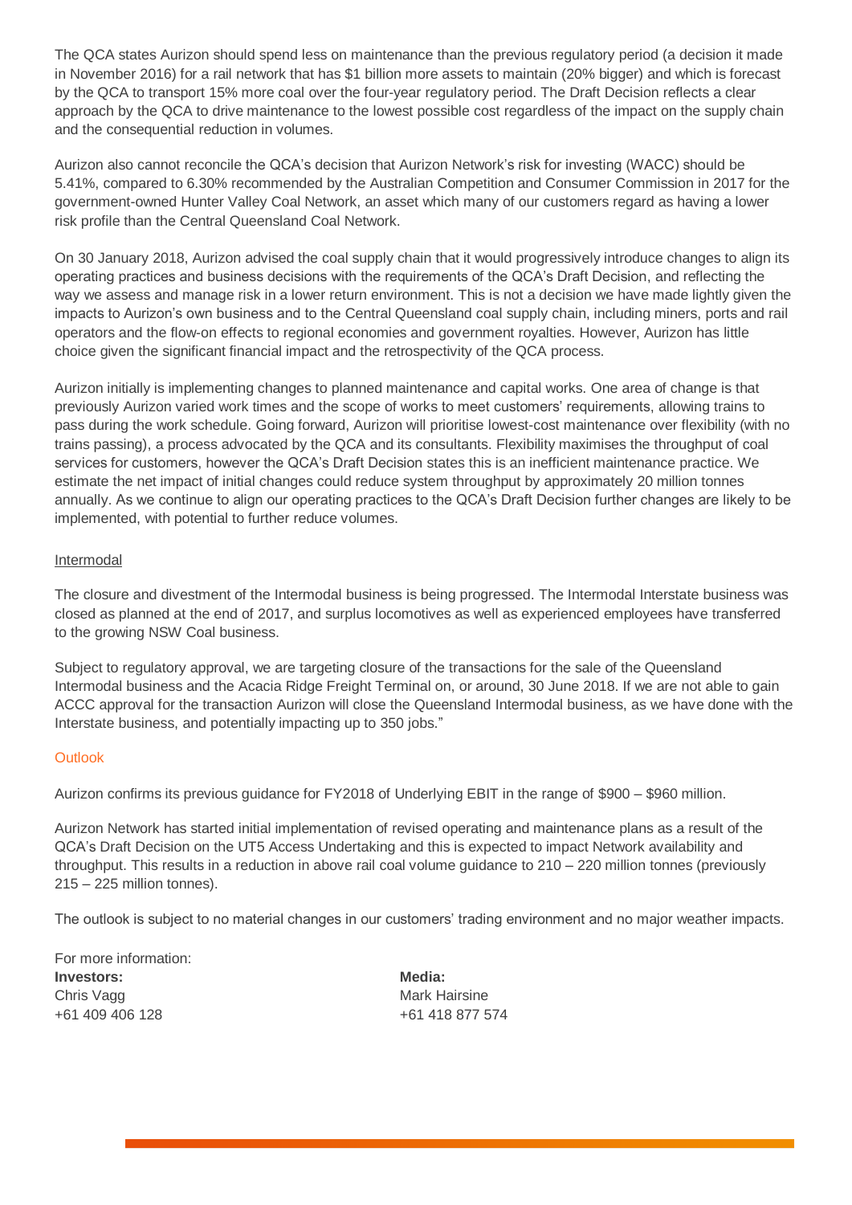The QCA states Aurizon should spend less on maintenance than the previous regulatory period (a decision it made in November 2016) for a rail network that has $1 billion more assets to maintain (20% bigger) and which is forecast by the QCA to transport 15% more coal over the four-year regulatory period. The Draft Decision reflects a clear approach by the QCA to drive maintenance to the lowest possible cost regardless of the impact on the supply chain and the consequential reduction in volumes.

Aurizon also cannot reconcile the QCA's decision that Aurizon Network's risk for investing (WACC) should be 5.41%, compared to 6.30% recommended by the Australian Competition and Consumer Commission in 2017 for the government-owned Hunter Valley Coal Network, an asset which many of our customers regard as having a lower risk profile than the Central Queensland Coal Network.

On 30 January 2018, Aurizon advised the coal supply chain that it would progressively introduce changes to align its operating practices and business decisions with the requirements of the QCA's Draft Decision, and reflecting the way we assess and manage risk in a lower return environment. This is not a decision we have made lightly given the impacts to Aurizon's own business and to the Central Queensland coal supply chain, including miners, ports and rail operators and the flow-on effects to regional economies and government royalties. However, Aurizon has little choice given the significant financial impact and the retrospectivity of the QCA process.

Aurizon initially is implementing changes to planned maintenance and capital works. One area of change is that previously Aurizon varied work times and the scope of works to meet customers' requirements, allowing trains to pass during the work schedule. Going forward, Aurizon will prioritise lowest-cost maintenance over flexibility (with no trains passing), a process advocated by the QCA and its consultants. Flexibility maximises the throughput of coal services for customers, however the QCA's Draft Decision states this is an inefficient maintenance practice. We estimate the net impact of initial changes could reduce system throughput by approximately 20 million tonnes annually. As we continue to align our operating practices to the QCA's Draft Decision further changes are likely to be implemented, with potential to further reduce volumes.

Intermodal

The closure and divestment of the Intermodal business is being progressed. The Intermodal Interstate business was closed as planned at the end of 2017, and surplus locomotives as well as experienced employees have transferred to the growing NSW Coal business.

Subject to regulatory approval, we are targeting closure of the transactions for the sale of the Queensland Intermodal business and the Acacia Ridge Freight Terminal on, or around, 30 June 2018. If we are not able to gain ACCC approval for the transaction Aurizon will close the Queensland Intermodal business, as we have done with the Interstate business, and potentially impacting up to 350 jobs."

## Outlook

Aurizon confirms its previous guidance for FY2018 of Underlying EBIT in the range of $900 – $960 million.

Aurizon Network has started initial implementation of revised operating and maintenance plans as a result of the QCA's Draft Decision on the UT5 Access Undertaking and this is expected to impact Network availability and throughput. This results in a reduction in above rail coal volume guidance to 210 – 220 million tonnes (previously 215 – 225 million tonnes).

The outlook is subject to no material changes in our customers' trading environment and no major weather impacts.

For more information:

**Investors:**
Chris Vagg
+61 409 406 128

**Media:**
Mark Hairsine
+61 418 877 574